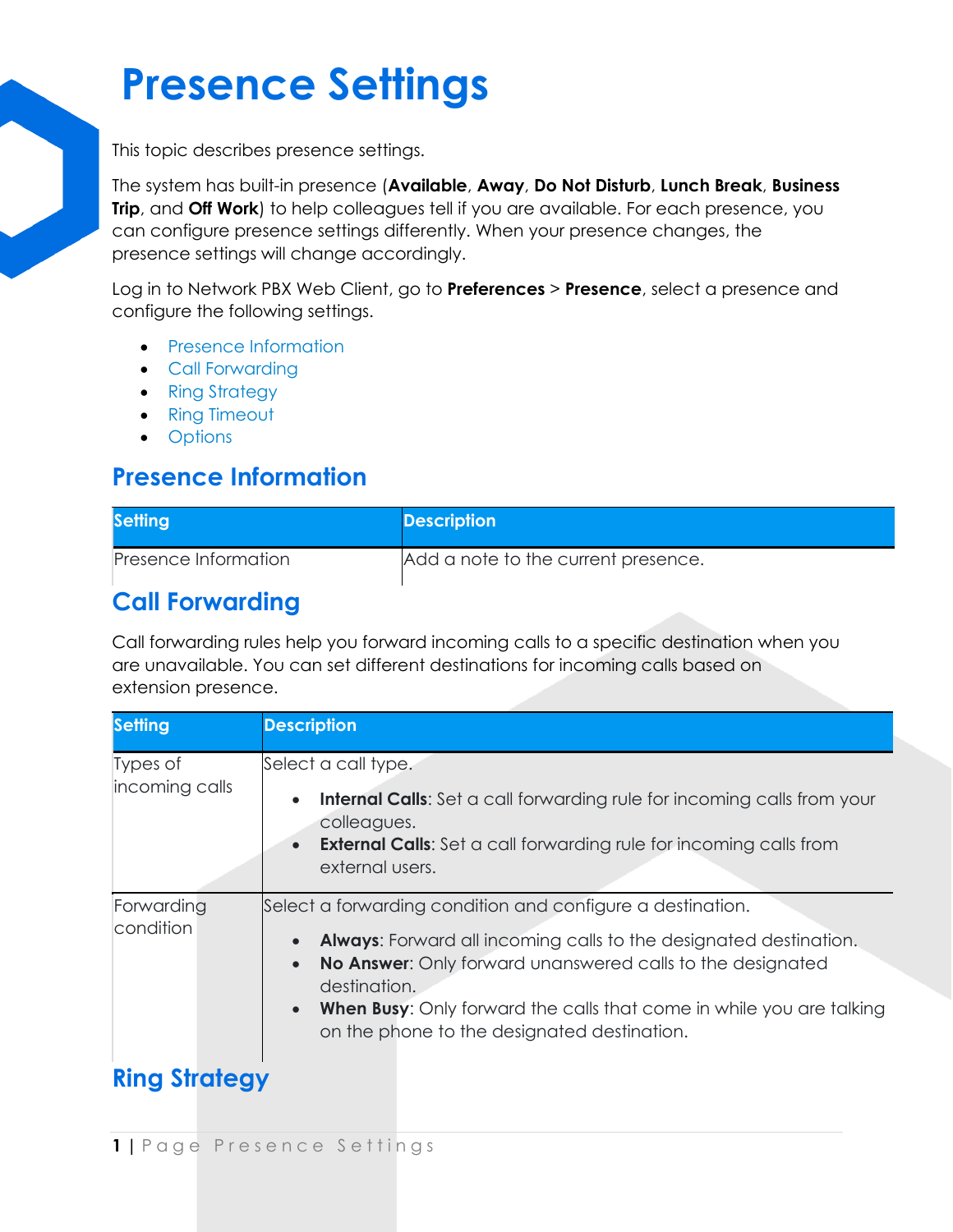# Presence Settings

This topic describes presence settings.

The system has built-in presence (**Available**, **Away**, **Do Not Disturb**, **Lunch Break**, **Business Trip**, and **Off Work**) to help colleagues tell if you are available. For each presence, you can configure presence settings differently. When your presence changes, the presence settings will change accordingly.

Log in to Network PBX Web Client, go to **Preferences** > **Presence**, select a presence and configure the following settings.

- Presence Information
- Call Forwarding
- Ring Strategy
- Ring Timeout
- Options

## Presence Information

| Setting | Description |
|---|---|
| Presence Information | Add a note to the current presence. |

## Call Forwarding

Call forwarding rules help you forward incoming calls to a specific destination when you are unavailable. You can set different destinations for incoming calls based on extension presence.

| Setting | Description |
|---|---|
| Types of incoming calls | Select a call type.<br>• **Internal Calls**: Set a call forwarding rule for incoming calls from your colleagues.<br>• **External Calls**: Set a call forwarding rule for incoming calls from external users. |
| Forwarding condition | Select a forwarding condition and configure a destination.<br>• **Always**: Forward all incoming calls to the designated destination.<br>• **No Answer**: Only forward unanswered calls to the designated destination.<br>• **When Busy**: Only forward the calls that come in while you are talking on the phone to the designated destination. |

## Ring Strategy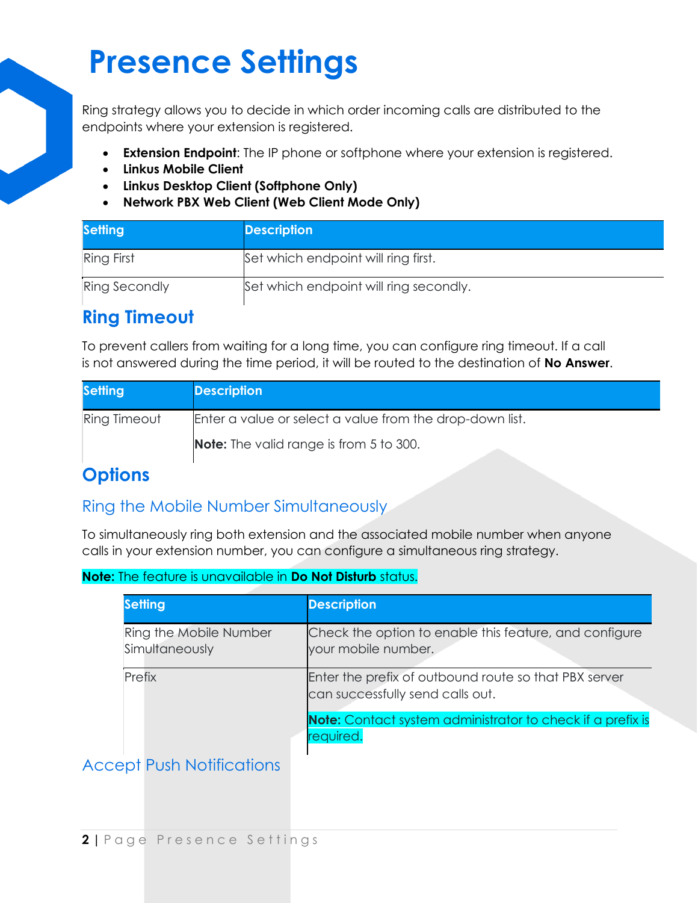# Presence Settings

Ring strategy allows you to decide in which order incoming calls are distributed to the endpoints where your extension is registered.

- **Extension Endpoint**: The IP phone or softphone where your extension is registered.
- **Linkus Mobile Client**
- **Linkus Desktop Client (Softphone Only)**
- **Network PBX Web Client (Web Client Mode Only)**

| Setting | Description |
|---|---|
| Ring First | Set which endpoint will ring first. |
| Ring Secondly | Set which endpoint will ring secondly. |

## Ring Timeout

To prevent callers from waiting for a long time, you can configure ring timeout. If a call is not answered during the time period, it will be routed to the destination of **No Answer**.

| Setting | Description |
|---|---|
| Ring Timeout | Enter a value or select a value from the drop-down list.<br>**Note:** The valid range is from 5 to 300. |

## Options

### Ring the Mobile Number Simultaneously

To simultaneously ring both extension and the associated mobile number when anyone calls in your extension number, you can configure a simultaneous ring strategy.

**Note:** The feature is unavailable in **Do Not Disturb** status.

| Setting | Description |
|---|---|
| Ring the Mobile Number Simultaneously | Check the option to enable this feature, and configure your mobile number. |
| Prefix | Enter the prefix of outbound route so that PBX server can successfully send calls out.<br>**Note:** Contact system administrator to check if a prefix is required. |

### Accept Push Notifications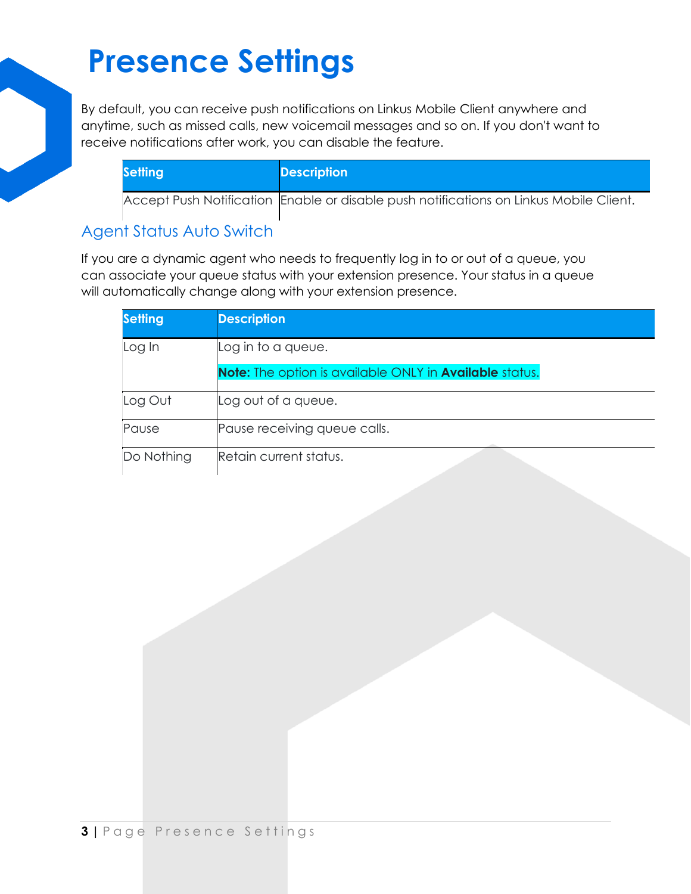# Presence Settings

By default, you can receive push notifications on Linkus Mobile Client anywhere and anytime, such as missed calls, new voicemail messages and so on. If you don't want to receive notifications after work, you can disable the feature.

| Setting | Description |
| --- | --- |
| Accept Push Notification | Enable or disable push notifications on Linkus Mobile Client. |

## Agent Status Auto Switch

If you are a dynamic agent who needs to frequently log in to or out of a queue, you can associate your queue status with your extension presence. Your status in a queue will automatically change along with your extension presence.

| Setting | Description |
| --- | --- |
| Log In | Log in to a queue.<br>**Note:** The option is available ONLY in **Available** status. |
| Log Out | Log out of a queue. |
| Pause | Pause receiving queue calls. |
| Do Nothing | Retain current status. |